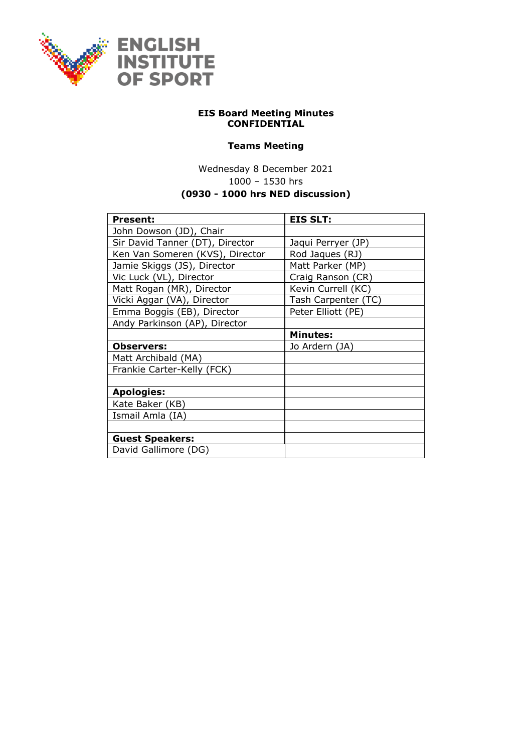ENGLISH INSTITUTE OF SPORT

**EIS Board Meeting Minutes**
**CONFIDENTIAL**

**Teams Meeting**

Wednesday 8 December 2021
1000 – 1530 hrs
**(0930 - 1000 hrs NED discussion)**

| **Present:** | **EIS SLT:** |
|---|---|
| John Dowson (JD), Chair | |
| Sir David Tanner (DT), Director | Jaqui Perryer (JP) |
| Ken Van Someren (KVS), Director | Rod Jaques (RJ) |
| Jamie Skiggs (JS), Director | Matt Parker (MP) |
| Vic Luck (VL), Director | Craig Ranson (CR) |
| Matt Rogan (MR), Director | Kevin Currell (KC) |
| Vicki Aggar (VA), Director | Tash Carpenter (TC) |
| Emma Boggis (EB), Director | Peter Elliott (PE) |
| Andy Parkinson (AP), Director | |
| | **Minutes:** |
| **Observers:** | Jo Ardern (JA) |
| Matt Archibald (MA) | |
| Frankie Carter-Kelly (FCK) | |
| | |
| **Apologies:** | |
| Kate Baker (KB) | |
| Ismail Amla (IA) | |
| | |
| **Guest Speakers:** | |
| David Gallimore (DG) | |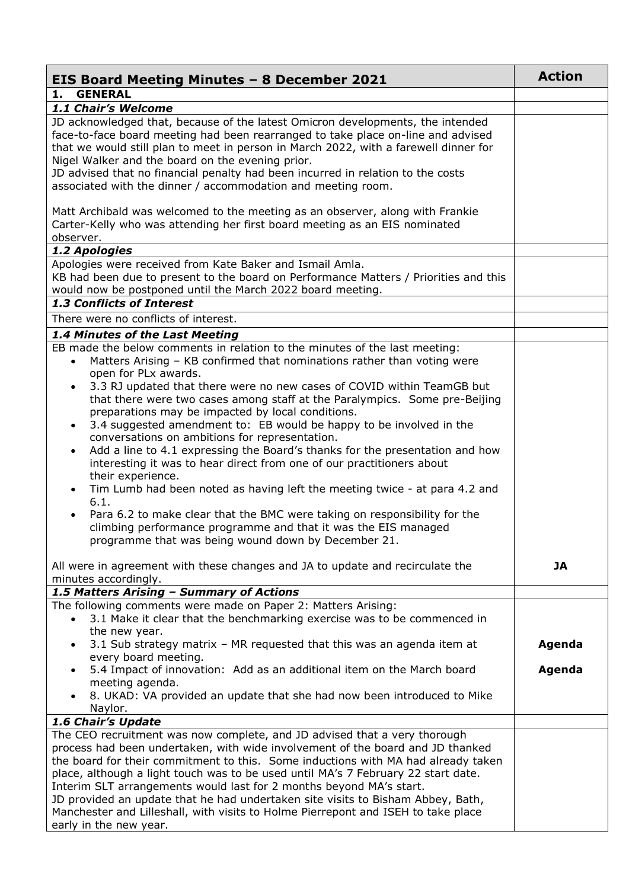| EIS Board Meeting Minutes – 8 December 2021 | Action |
|---|---|
| **1. GENERAL** | |
| ***1.1 Chair's Welcome*** | |
| JD acknowledged that, because of the latest Omicron developments, the intended face-to-face board meeting had been rearranged to take place on-line and advised that we would still plan to meet in person in March 2022, with a farewell dinner for Nigel Walker and the board on the evening prior.<br>JD advised that no financial penalty had been incurred in relation to the costs associated with the dinner / accommodation and meeting room.<br><br>Matt Archibald was welcomed to the meeting as an observer, along with Frankie Carter-Kelly who was attending her first board meeting as an EIS nominated observer. | |
| ***1.2 Apologies*** | |
| Apologies were received from Kate Baker and Ismail Amla.<br>KB had been due to present to the board on Performance Matters / Priorities and this would now be postponed until the March 2022 board meeting. | |
| ***1.3 Conflicts of Interest*** | |
| There were no conflicts of interest. | |
| ***1.4 Minutes of the Last Meeting*** | |
| EB made the below comments in relation to the minutes of the last meeting:<br>• Matters Arising – KB confirmed that nominations rather than voting were open for PLx awards.<br>• 3.3 RJ updated that there were no new cases of COVID within TeamGB but that there were two cases among staff at the Paralympics. Some pre-Beijing preparations may be impacted by local conditions.<br>• 3.4 suggested amendment to: EB would be happy to be involved in the conversations on ambitions for representation.<br>• Add a line to 4.1 expressing the Board's thanks for the presentation and how interesting it was to hear direct from one of our practitioners about their experience.<br>• Tim Lumb had been noted as having left the meeting twice - at para 4.2 and 6.1.<br>• Para 6.2 to make clear that the BMC were taking on responsibility for the climbing performance programme and that it was the EIS managed programme that was being wound down by December 21.<br><br>All were in agreement with these changes and JA to update and recirculate the minutes accordingly. | **JA** |
| ***1.5 Matters Arising – Summary of Actions*** | |
| The following comments were made on Paper 2: Matters Arising:<br>• 3.1 Make it clear that the benchmarking exercise was to be commenced in the new year.<br>• 3.1 Sub strategy matrix – MR requested that this was an agenda item at every board meeting.<br>• 5.4 Impact of innovation: Add as an additional item on the March board meeting agenda.<br>• 8. UKAD: VA provided an update that she had now been introduced to Mike Naylor. | **Agenda**<br><br>**Agenda** |
| ***1.6 Chair's Update*** | |
| The CEO recruitment was now complete, and JD advised that a very thorough process had been undertaken, with wide involvement of the board and JD thanked the board for their commitment to this. Some inductions with MA had already taken place, although a light touch was to be used until MA's 7 February 22 start date. Interim SLT arrangements would last for 2 months beyond MA's start.<br>JD provided an update that he had undertaken site visits to Bisham Abbey, Bath, Manchester and Lilleshall, with visits to Holme Pierrepont and ISEH to take place early in the new year. | |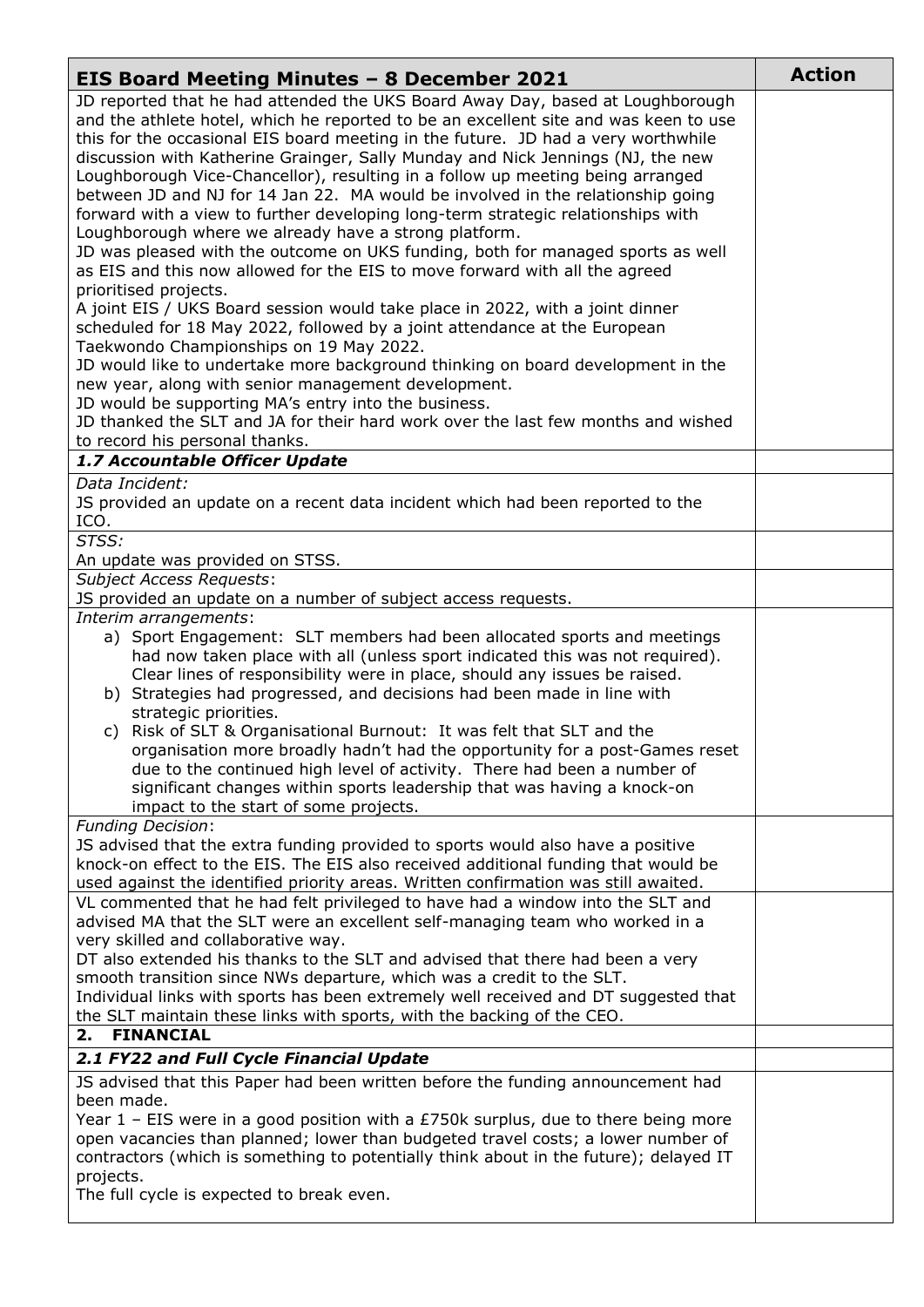| EIS Board Meeting Minutes – 8 December 2021 | Action |
|---|---|
| JD reported that he had attended the UKS Board Away Day, based at Loughborough and the athlete hotel, which he reported to be an excellent site and was keen to use this for the occasional EIS board meeting in the future. JD had a very worthwhile discussion with Katherine Grainger, Sally Munday and Nick Jennings (NJ, the new Loughborough Vice-Chancellor), resulting in a follow up meeting being arranged between JD and NJ for 14 Jan 22. MA would be involved in the relationship going forward with a view to further developing long-term strategic relationships with Loughborough where we already have a strong platform.<br>JD was pleased with the outcome on UKS funding, both for managed sports as well as EIS and this now allowed for the EIS to move forward with all the agreed prioritised projects.<br>A joint EIS / UKS Board session would take place in 2022, with a joint dinner scheduled for 18 May 2022, followed by a joint attendance at the European Taekwondo Championships on 19 May 2022.<br>JD would like to undertake more background thinking on board development in the new year, along with senior management development.<br>JD would be supporting MA's entry into the business.<br>JD thanked the SLT and JA for their hard work over the last few months and wished to record his personal thanks. | |
| ***1.7 Accountable Officer Update*** | |
| *Data Incident:*<br>JS provided an update on a recent data incident which had been reported to the ICO. | |
| *STSS:*<br>An update was provided on STSS. | |
| *Subject Access Requests*:<br>JS provided an update on a number of subject access requests. | |
| *Interim arrangements*:<br>a) Sport Engagement: SLT members had been allocated sports and meetings had now taken place with all (unless sport indicated this was not required). Clear lines of responsibility were in place, should any issues be raised.<br>b) Strategies had progressed, and decisions had been made in line with strategic priorities.<br>c) Risk of SLT & Organisational Burnout: It was felt that SLT and the organisation more broadly hadn't had the opportunity for a post-Games reset due to the continued high level of activity. There had been a number of significant changes within sports leadership that was having a knock-on impact to the start of some projects. | |
| *Funding Decision*:<br>JS advised that the extra funding provided to sports would also have a positive knock-on effect to the EIS. The EIS also received additional funding that would be used against the identified priority areas. Written confirmation was still awaited. | |
| VL commented that he had felt privileged to have had a window into the SLT and advised MA that the SLT were an excellent self-managing team who worked in a very skilled and collaborative way.<br>DT also extended his thanks to the SLT and advised that there had been a very smooth transition since NWs departure, which was a credit to the SLT.<br>Individual links with sports has been extremely well received and DT suggested that the SLT maintain these links with sports, with the backing of the CEO. | |
| **2. FINANCIAL** | |
| ***2.1 FY22 and Full Cycle Financial Update*** | |
| JS advised that this Paper had been written before the funding announcement had been made.<br>Year 1 – EIS were in a good position with a £750k surplus, due to there being more open vacancies than planned; lower than budgeted travel costs; a lower number of contractors (which is something to potentially think about in the future); delayed IT projects.<br>The full cycle is expected to break even. | |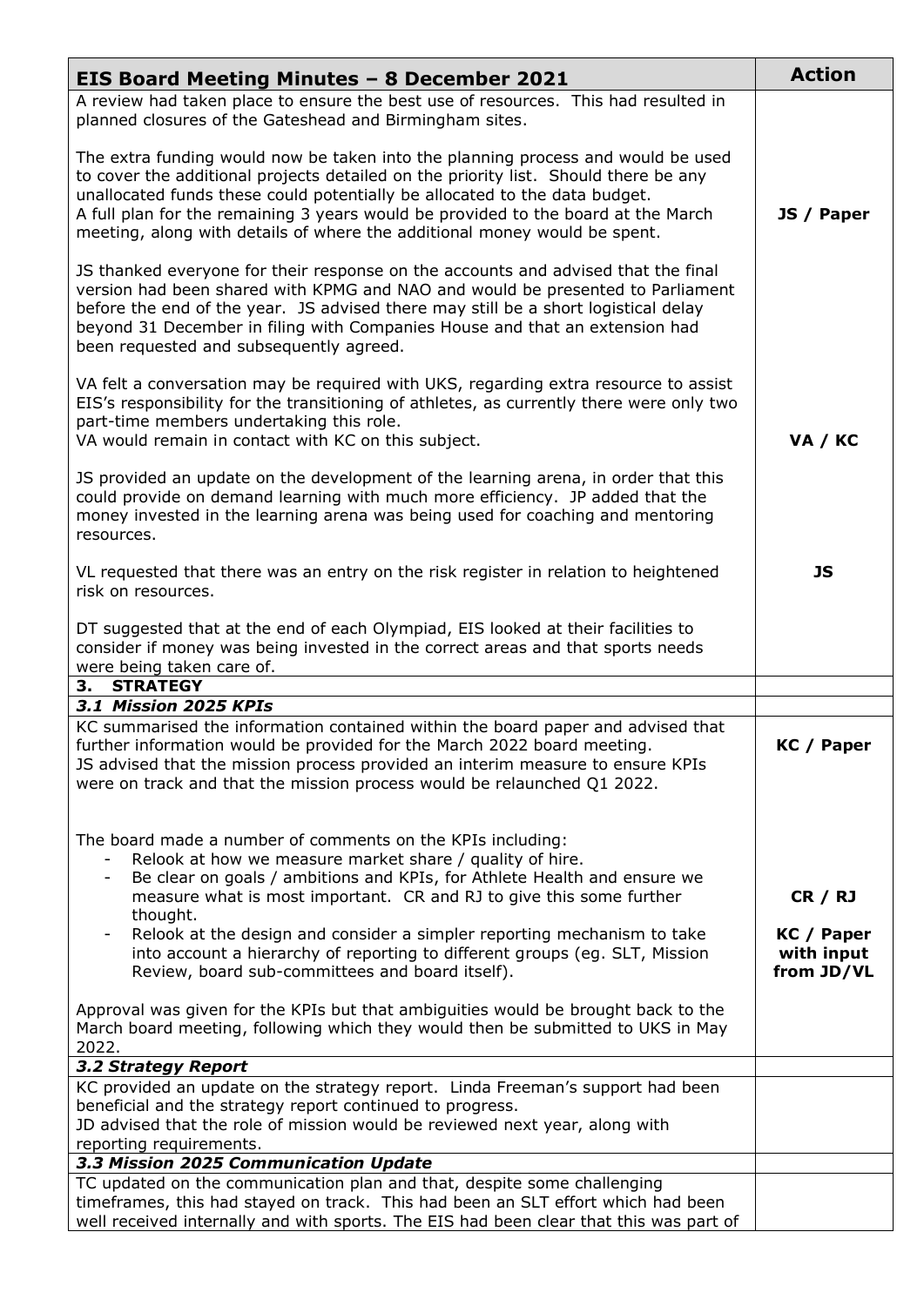| EIS Board Meeting Minutes – 8 December 2021 | Action |
|---|---|
| A review had taken place to ensure the best use of resources. This had resulted in planned closures of the Gateshead and Birmingham sites.<br><br>The extra funding would now be taken into the planning process and would be used to cover the additional projects detailed on the priority list. Should there be any unallocated funds these could potentially be allocated to the data budget.<br>A full plan for the remaining 3 years would be provided to the board at the March meeting, along with details of where the additional money would be spent. | **JS / Paper** |
| JS thanked everyone for their response on the accounts and advised that the final version had been shared with KPMG and NAO and would be presented to Parliament before the end of the year. JS advised there may still be a short logistical delay beyond 31 December in filing with Companies House and that an extension had been requested and subsequently agreed. | |
| VA felt a conversation may be required with UKS, regarding extra resource to assist EIS's responsibility for the transitioning of athletes, as currently there were only two part-time members undertaking this role.<br>VA would remain in contact with KC on this subject. | **VA / KC** |
| JS provided an update on the development of the learning arena, in order that this could provide on demand learning with much more efficiency. JP added that the money invested in the learning arena was being used for coaching and mentoring resources. | |
| VL requested that there was an entry on the risk register in relation to heightened risk on resources. | **JS** |
| DT suggested that at the end of each Olympiad, EIS looked at their facilities to consider if money was being invested in the correct areas and that sports needs were being taken care of. | |
| **3. STRATEGY** | |
| ***3.1 Mission 2025 KPIs*** | |
| KC summarised the information contained within the board paper and advised that further information would be provided for the March 2022 board meeting.<br>JS advised that the mission process provided an interim measure to ensure KPIs were on track and that the mission process would be relaunched Q1 2022. | **KC / Paper** |
| The board made a number of comments on the KPIs including:<br>- Relook at how we measure market share / quality of hire.<br>- Be clear on goals / ambitions and KPIs, for Athlete Health and ensure we measure what is most important. CR and RJ to give this some further thought.<br>- Relook at the design and consider a simpler reporting mechanism to take into account a hierarchy of reporting to different groups (eg. SLT, Mission Review, board sub-committees and board itself). | **CR / RJ**<br><br>**KC / Paper with input from JD/VL** |
| Approval was given for the KPIs but that ambiguities would be brought back to the March board meeting, following which they would then be submitted to UKS in May 2022. | |
| ***3.2 Strategy Report*** | |
| KC provided an update on the strategy report. Linda Freeman's support had been beneficial and the strategy report continued to progress.<br>JD advised that the role of mission would be reviewed next year, along with reporting requirements. | |
| ***3.3 Mission 2025 Communication Update*** | |
| TC updated on the communication plan and that, despite some challenging timeframes, this had stayed on track. This had been an SLT effort which had been well received internally and with sports. The EIS had been clear that this was part of | |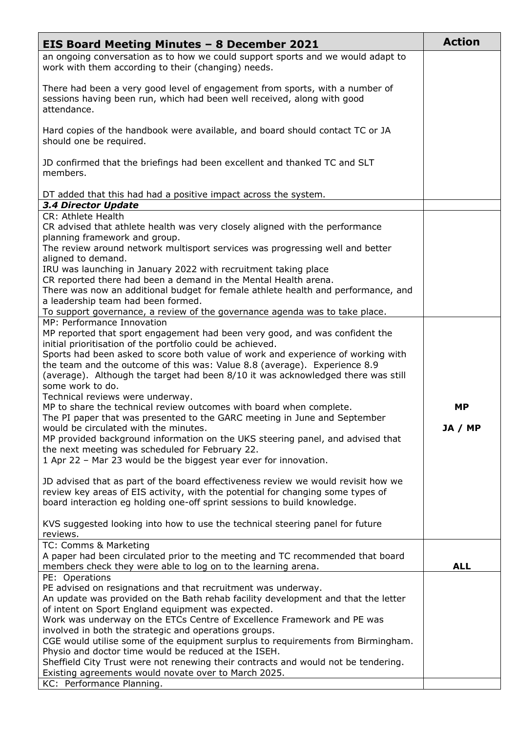| EIS Board Meeting Minutes – 8 December 2021 | Action |
|---|---|
| an ongoing conversation as to how we could support sports and we would adapt to work with them according to their (changing) needs.<br><br>There had been a very good level of engagement from sports, with a number of sessions having been run, which had been well received, along with good attendance.<br><br>Hard copies of the handbook were available, and board should contact TC or JA should one be required.<br><br>JD confirmed that the briefings had been excellent and thanked TC and SLT members.<br><br>DT added that this had had a positive impact across the system. | |
| ***3.4 Director Update*** | |
| CR: Athlete Health<br>CR advised that athlete health was very closely aligned with the performance planning framework and group.<br>The review around network multisport services was progressing well and better aligned to demand.<br>IRU was launching in January 2022 with recruitment taking place<br>CR reported there had been a demand in the Mental Health arena.<br>There was now an additional budget for female athlete health and performance, and a leadership team had been formed.<br>To support governance, a review of the governance agenda was to take place. | |
| MP: Performance Innovation<br>MP reported that sport engagement had been very good, and was confident the initial prioritisation of the portfolio could be achieved.<br>Sports had been asked to score both value of work and experience of working with the team and the outcome of this was: Value 8.8 (average). Experience 8.9 (average). Although the target had been 8/10 it was acknowledged there was still some work to do.<br>Technical reviews were underway.<br>MP to share the technical review outcomes with board when complete.<br>The PI paper that was presented to the GARC meeting in June and September would be circulated with the minutes.<br>MP provided background information on the UKS steering panel, and advised that the next meeting was scheduled for February 22.<br>1 Apr 22 – Mar 23 would be the biggest year ever for innovation.<br><br>JD advised that as part of the board effectiveness review we would revisit how we review key areas of EIS activity, with the potential for changing some types of board interaction eg holding one-off sprint sessions to build knowledge.<br><br>KVS suggested looking into how to use the technical steering panel for future reviews. | **MP**<br><br>**JA / MP** |
| TC: Comms & Marketing<br>A paper had been circulated prior to the meeting and TC recommended that board members check they were able to log on to the learning arena. | **ALL** |
| PE: Operations<br>PE advised on resignations and that recruitment was underway.<br>An update was provided on the Bath rehab facility development and that the letter of intent on Sport England equipment was expected.<br>Work was underway on the ETCs Centre of Excellence Framework and PE was involved in both the strategic and operations groups.<br>CGE would utilise some of the equipment surplus to requirements from Birmingham.<br>Physio and doctor time would be reduced at the ISEH.<br>Sheffield City Trust were not renewing their contracts and would not be tendering.<br>Existing agreements would novate over to March 2025. | |
| KC: Performance Planning. | |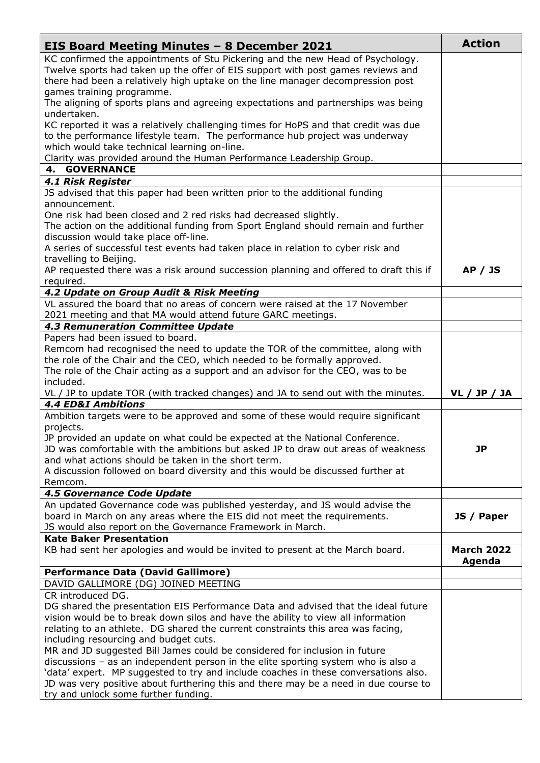| EIS Board Meeting Minutes – 8 December 2021 | Action |
|---|---|
| KC confirmed the appointments of Stu Pickering and the new Head of Psychology.<br>Twelve sports had taken up the offer of EIS support with post games reviews and there had been a relatively high uptake on the line manager decompression post games training programme.<br>The aligning of sports plans and agreeing expectations and partnerships was being undertaken.<br>KC reported it was a relatively challenging times for HoPS and that credit was due to the performance lifestyle team. The performance hub project was underway which would take technical learning on-line.<br>Clarity was provided around the Human Performance Leadership Group. | |
| **4. GOVERNANCE** | |
| ***4.1 Risk Register*** | |
| JS advised that this paper had been written prior to the additional funding announcement.<br>One risk had been closed and 2 red risks had decreased slightly.<br>The action on the additional funding from Sport England should remain and further discussion would take place off-line.<br>A series of successful test events had taken place in relation to cyber risk and travelling to Beijing.<br>AP requested there was a risk around succession planning and offered to draft this if required. | **AP / JS** |
| ***4.2 Update on Group Audit & Risk Meeting*** | |
| VL assured the board that no areas of concern were raised at the 17 November 2021 meeting and that MA would attend future GARC meetings. | |
| ***4.3 Remuneration Committee Update*** | |
| Papers had been issued to board.<br>Remcom had recognised the need to update the TOR of the committee, along with the role of the Chair and the CEO, which needed to be formally approved.<br>The role of the Chair acting as a support and an advisor for the CEO, was to be included.<br>VL / JP to update TOR (with tracked changes) and JA to send out with the minutes. | **VL / JP / JA** |
| ***4.4 ED&I Ambitions*** | |
| Ambition targets were to be approved and some of these would require significant projects.<br>JP provided an update on what could be expected at the National Conference.<br>JD was comfortable with the ambitions but asked JP to draw out areas of weakness and what actions should be taken in the short term.<br>A discussion followed on board diversity and this would be discussed further at Remcom. | **JP** |
| ***4.5 Governance Code Update*** | |
| An updated Governance code was published yesterday, and JS would advise the board in March on any areas where the EIS did not meet the requirements.<br>JS would also report on the Governance Framework in March. | **JS / Paper** |
| **Kate Baker Presentation** | |
| KB had sent her apologies and would be invited to present at the March board. | **March 2022 Agenda** |
| **Performance Data (David Gallimore)** | |
| DAVID GALLIMORE (DG) JOINED MEETING | |
| CR introduced DG.<br>DG shared the presentation EIS Performance Data and advised that the ideal future vision would be to break down silos and have the ability to view all information relating to an athlete. DG shared the current constraints this area was facing, including resourcing and budget cuts.<br>MR and JD suggested Bill James could be considered for inclusion in future discussions – as an independent person in the elite sporting system who is also a 'data' expert. MP suggested to try and include coaches in these conversations also.<br>JD was very positive about furthering this and there may be a need in due course to try and unlock some further funding. | |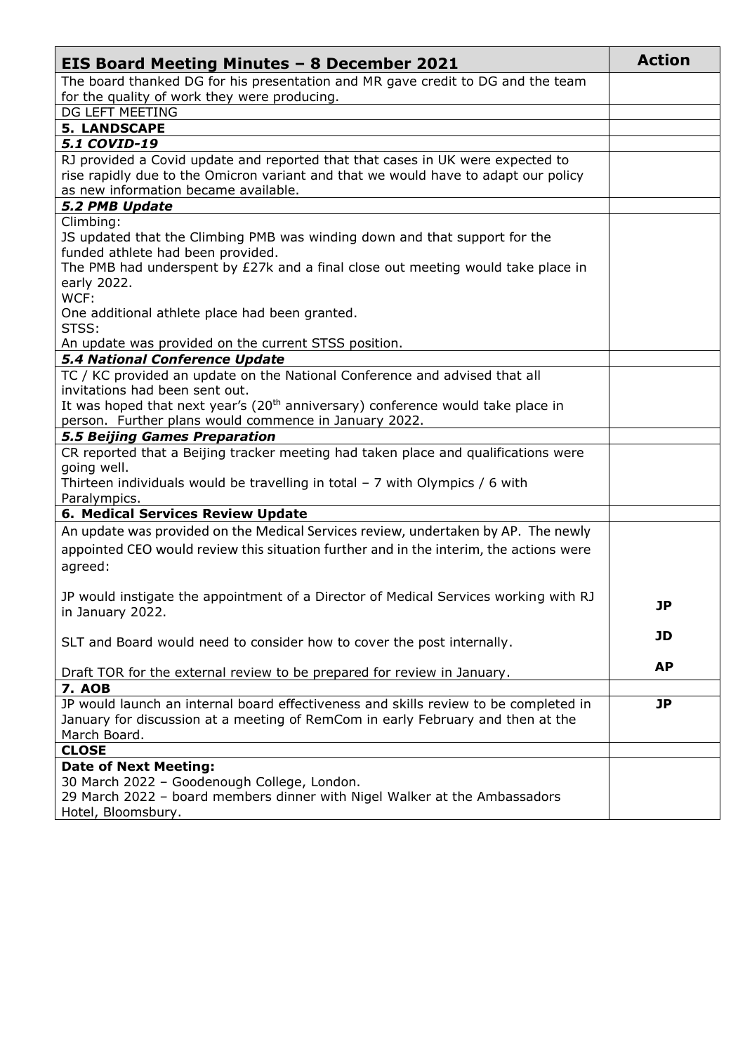| EIS Board Meeting Minutes – 8 December 2021 | Action |
|---|---|
| The board thanked DG for his presentation and MR gave credit to DG and the team for the quality of work they were producing. | |
| DG LEFT MEETING | |
| **5. LANDSCAPE** | |
| ***5.1 COVID-19*** | |
| RJ provided a Covid update and reported that that cases in UK were expected to rise rapidly due to the Omicron variant and that we would have to adapt our policy as new information became available. | |
| ***5.2 PMB Update*** | |
| Climbing:<br>JS updated that the Climbing PMB was winding down and that support for the funded athlete had been provided.<br>The PMB had underspent by £27k and a final close out meeting would take place in early 2022.<br>WCF:<br>One additional athlete place had been granted.<br>STSS:<br>An update was provided on the current STSS position. | |
| ***5.4 National Conference Update*** | |
| TC / KC provided an update on the National Conference and advised that all invitations had been sent out.<br>It was hoped that next year's (20th anniversary) conference would take place in person. Further plans would commence in January 2022. | |
| ***5.5 Beijing Games Preparation*** | |
| CR reported that a Beijing tracker meeting had taken place and qualifications were going well.<br>Thirteen individuals would be travelling in total – 7 with Olympics / 6 with Paralympics. | |
| **6. Medical Services Review Update** | |
| An update was provided on the Medical Services review, undertaken by AP. The newly appointed CEO would review this situation further and in the interim, the actions were agreed:<br><br>JP would instigate the appointment of a Director of Medical Services working with RJ in January 2022.<br><br>SLT and Board would need to consider how to cover the post internally.<br><br>Draft TOR for the external review to be prepared for review in January. | **JP**<br><br>**JD**<br><br>**AP** |
| **7. AOB** | |
| JP would launch an internal board effectiveness and skills review to be completed in January for discussion at a meeting of RemCom in early February and then at the March Board. | **JP** |
| **CLOSE** | |
| **Date of Next Meeting:**<br>30 March 2022 – Goodenough College, London.<br>29 March 2022 – board members dinner with Nigel Walker at the Ambassadors Hotel, Bloomsbury. | |